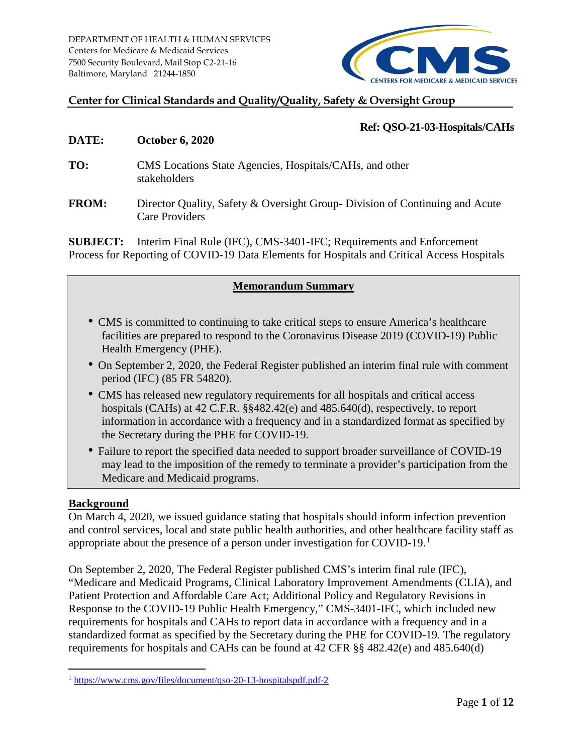DEPARTMENT OF HEALTH & HUMAN SERVICES
Centers for Medicare & Medicaid Services
7500 Security Boulevard, Mail Stop C2-21-16
Baltimore, Maryland 21244-1850

**Center for Clinical Standards and Quality/Quality, Safety & Oversight Group**

**Ref: QSO-21-03-Hospitals/CAHs**

**DATE:** **October 6, 2020**

**TO:** CMS Locations State Agencies, Hospitals/CAHs, and other stakeholders

**FROM:** Director Quality, Safety & Oversight Group- Division of Continuing and Acute Care Providers

**SUBJECT:** Interim Final Rule (IFC), CMS-3401-IFC; Requirements and Enforcement Process for Reporting of COVID-19 Data Elements for Hospitals and Critical Access Hospitals

## Memorandum Summary

- CMS is committed to continuing to take critical steps to ensure America's healthcare facilities are prepared to respond to the Coronavirus Disease 2019 (COVID-19) Public Health Emergency (PHE).
- On September 2, 2020, the Federal Register published an interim final rule with comment period (IFC) (85 FR 54820).
- CMS has released new regulatory requirements for all hospitals and critical access hospitals (CAHs) at 42 C.F.R. §§482.42(e) and 485.640(d), respectively, to report information in accordance with a frequency and in a standardized format as specified by the Secretary during the PHE for COVID-19.
- Failure to report the specified data needed to support broader surveillance of COVID-19 may lead to the imposition of the remedy to terminate a provider's participation from the Medicare and Medicaid programs.

## Background

On March 4, 2020, we issued guidance stating that hospitals should inform infection prevention and control services, local and state public health authorities, and other healthcare facility staff as appropriate about the presence of a person under investigation for COVID-19.[1]

On September 2, 2020, The Federal Register published CMS's interim final rule (IFC), "Medicare and Medicaid Programs, Clinical Laboratory Improvement Amendments (CLIA), and Patient Protection and Affordable Care Act; Additional Policy and Regulatory Revisions in Response to the COVID-19 Public Health Emergency," CMS-3401-IFC, which included new requirements for hospitals and CAHs to report data in accordance with a frequency and in a standardized format as specified by the Secretary during the PHE for COVID-19. The regulatory requirements for hospitals and CAHs can be found at 42 CFR §§ 482.42(e) and 485.640(d)

[1] https://www.cms.gov/files/document/qso-20-13-hospitalspdf.pdf-2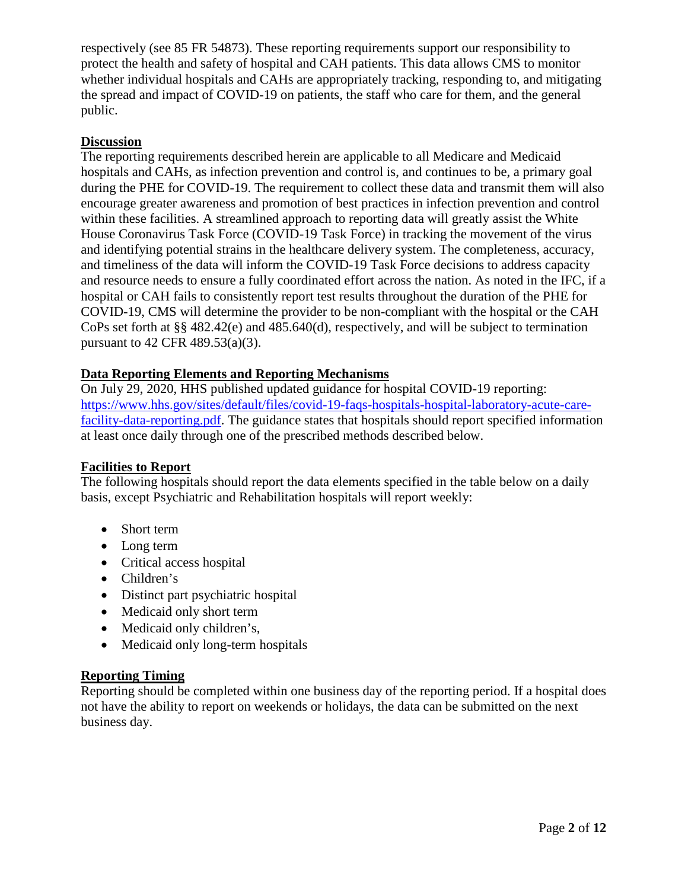respectively (see 85 FR 54873). These reporting requirements support our responsibility to protect the health and safety of hospital and CAH patients. This data allows CMS to monitor whether individual hospitals and CAHs are appropriately tracking, responding to, and mitigating the spread and impact of COVID-19 on patients, the staff who care for them, and the general public.

## Discussion

The reporting requirements described herein are applicable to all Medicare and Medicaid hospitals and CAHs, as infection prevention and control is, and continues to be, a primary goal during the PHE for COVID-19. The requirement to collect these data and transmit them will also encourage greater awareness and promotion of best practices in infection prevention and control within these facilities. A streamlined approach to reporting data will greatly assist the White House Coronavirus Task Force (COVID-19 Task Force) in tracking the movement of the virus and identifying potential strains in the healthcare delivery system. The completeness, accuracy, and timeliness of the data will inform the COVID-19 Task Force decisions to address capacity and resource needs to ensure a fully coordinated effort across the nation. As noted in the IFC, if a hospital or CAH fails to consistently report test results throughout the duration of the PHE for COVID-19, CMS will determine the provider to be non-compliant with the hospital or the CAH CoPs set forth at §§ 482.42(e) and 485.640(d), respectively, and will be subject to termination pursuant to 42 CFR 489.53(a)(3).

## Data Reporting Elements and Reporting Mechanisms

On July 29, 2020, HHS published updated guidance for hospital COVID-19 reporting: [https://www.hhs.gov/sites/default/files/covid-19-faqs-hospitals-hospital-laboratory-acute-care-facility-data-reporting.pdf](https://www.hhs.gov/sites/default/files/covid-19-faqs-hospitals-hospital-laboratory-acute-care-facility-data-reporting.pdf). The guidance states that hospitals should report specified information at least once daily through one of the prescribed methods described below.

## Facilities to Report

The following hospitals should report the data elements specified in the table below on a daily basis, except Psychiatric and Rehabilitation hospitals will report weekly:

- Short term
- Long term
- Critical access hospital
- Children's
- Distinct part psychiatric hospital
- Medicaid only short term
- Medicaid only children's,
- Medicaid only long-term hospitals

## Reporting Timing

Reporting should be completed within one business day of the reporting period. If a hospital does not have the ability to report on weekends or holidays, the data can be submitted on the next business day.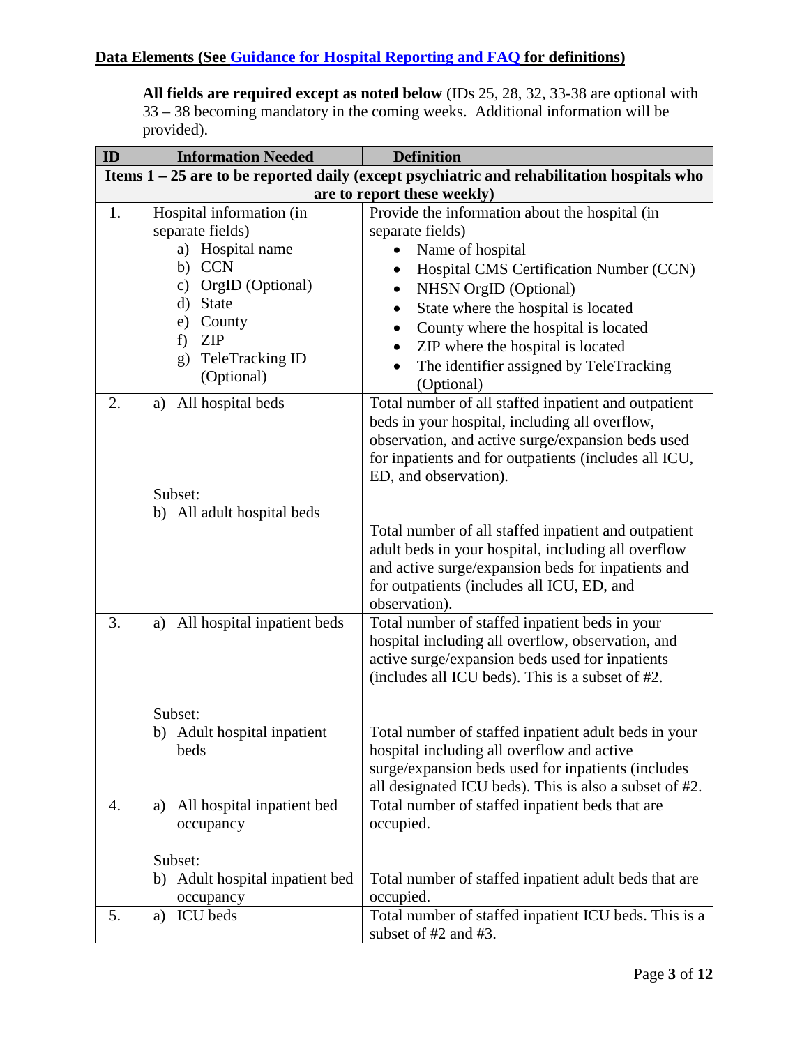**Data Elements (See Guidance for Hospital Reporting and FAQ for definitions)**

**All fields are required except as noted below** (IDs 25, 28, 32, 33-38 are optional with 33 – 38 becoming mandatory in the coming weeks. Additional information will be provided).

| ID | Information Needed | Definition |
|---|---|---|
| **Items 1 – 25 are to be reported daily (except psychiatric and rehabilitation hospitals who are to report these weekly)** | | |
| 1. | Hospital information (in separate fields)<br>a) Hospital name<br>b) CCN<br>c) OrgID (Optional)<br>d) State<br>e) County<br>f) ZIP<br>g) TeleTracking ID (Optional) | Provide the information about the hospital (in separate fields)<br>• Name of hospital<br>• Hospital CMS Certification Number (CCN)<br>• NHSN OrgID (Optional)<br>• State where the hospital is located<br>• County where the hospital is located<br>• ZIP where the hospital is located<br>• The identifier assigned by TeleTracking (Optional) |
| 2. | a) All hospital beds<br><br>Subset:<br>b) All adult hospital beds | Total number of all staffed inpatient and outpatient beds in your hospital, including all overflow, observation, and active surge/expansion beds used for inpatients and for outpatients (includes all ICU, ED, and observation).<br><br>Total number of all staffed inpatient and outpatient adult beds in your hospital, including all overflow and active surge/expansion beds for inpatients and for outpatients (includes all ICU, ED, and observation). |
| 3. | a) All hospital inpatient beds<br><br>Subset:<br>b) Adult hospital inpatient beds | Total number of staffed inpatient beds in your hospital including all overflow, observation, and active surge/expansion beds used for inpatients (includes all ICU beds). This is a subset of #2.<br><br>Total number of staffed inpatient adult beds in your hospital including all overflow and active surge/expansion beds used for inpatients (includes all designated ICU beds). This is also a subset of #2. |
| 4. | a) All hospital inpatient bed occupancy<br><br>Subset:<br>b) Adult hospital inpatient bed occupancy | Total number of staffed inpatient beds that are occupied.<br><br>Total number of staffed inpatient adult beds that are occupied. |
| 5. | a) ICU beds | Total number of staffed inpatient ICU beds. This is a subset of #2 and #3. |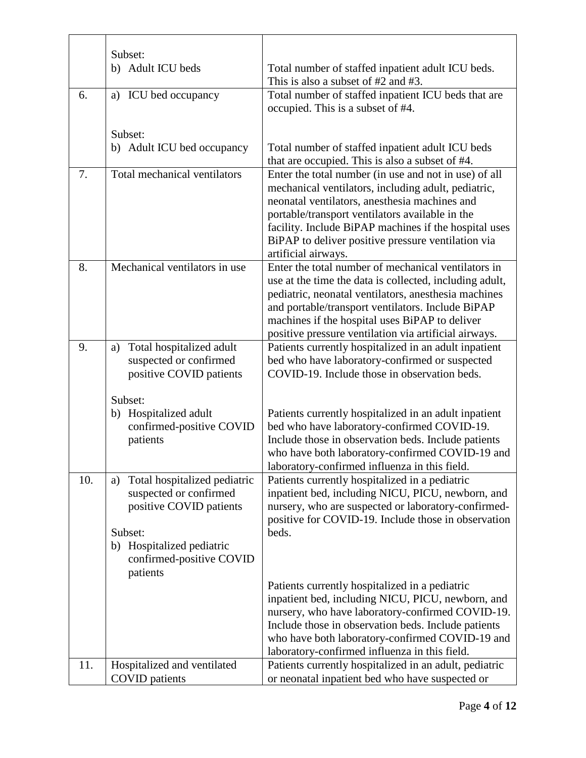| | | |
|---|---|---|
| | Subset:<br>b) Adult ICU beds | Total number of staffed inpatient adult ICU beds. This is also a subset of #2 and #3. |
| 6. | a) ICU bed occupancy<br><br>Subset:<br>b) Adult ICU bed occupancy | Total number of staffed inpatient ICU beds that are occupied. This is a subset of #4.<br><br>Total number of staffed inpatient adult ICU beds that are occupied. This is also a subset of #4. |
| 7. | Total mechanical ventilators | Enter the total number (in use and not in use) of all mechanical ventilators, including adult, pediatric, neonatal ventilators, anesthesia machines and portable/transport ventilators available in the facility. Include BiPAP machines if the hospital uses BiPAP to deliver positive pressure ventilation via artificial airways. |
| 8. | Mechanical ventilators in use | Enter the total number of mechanical ventilators in use at the time the data is collected, including adult, pediatric, neonatal ventilators, anesthesia machines and portable/transport ventilators. Include BiPAP machines if the hospital uses BiPAP to deliver positive pressure ventilation via artificial airways. |
| 9. | a) Total hospitalized adult suspected or confirmed positive COVID patients<br><br>Subset:<br>b) Hospitalized adult confirmed-positive COVID patients | Patients currently hospitalized in an adult inpatient bed who have laboratory-confirmed or suspected COVID-19. Include those in observation beds.<br><br>Patients currently hospitalized in an adult inpatient bed who have laboratory-confirmed COVID-19. Include those in observation beds. Include patients who have both laboratory-confirmed COVID-19 and laboratory-confirmed influenza in this field. |
| 10. | a) Total hospitalized pediatric suspected or confirmed positive COVID patients<br><br>Subset:<br>b) Hospitalized pediatric confirmed-positive COVID patients | Patients currently hospitalized in a pediatric inpatient bed, including NICU, PICU, newborn, and nursery, who are suspected or laboratory-confirmed-positive for COVID-19. Include those in observation beds.<br><br>Patients currently hospitalized in a pediatric inpatient bed, including NICU, PICU, newborn, and nursery, who have laboratory-confirmed COVID-19. Include those in observation beds. Include patients who have both laboratory-confirmed COVID-19 and laboratory-confirmed influenza in this field. |
| 11. | Hospitalized and ventilated COVID patients | Patients currently hospitalized in an adult, pediatric or neonatal inpatient bed who have suspected or |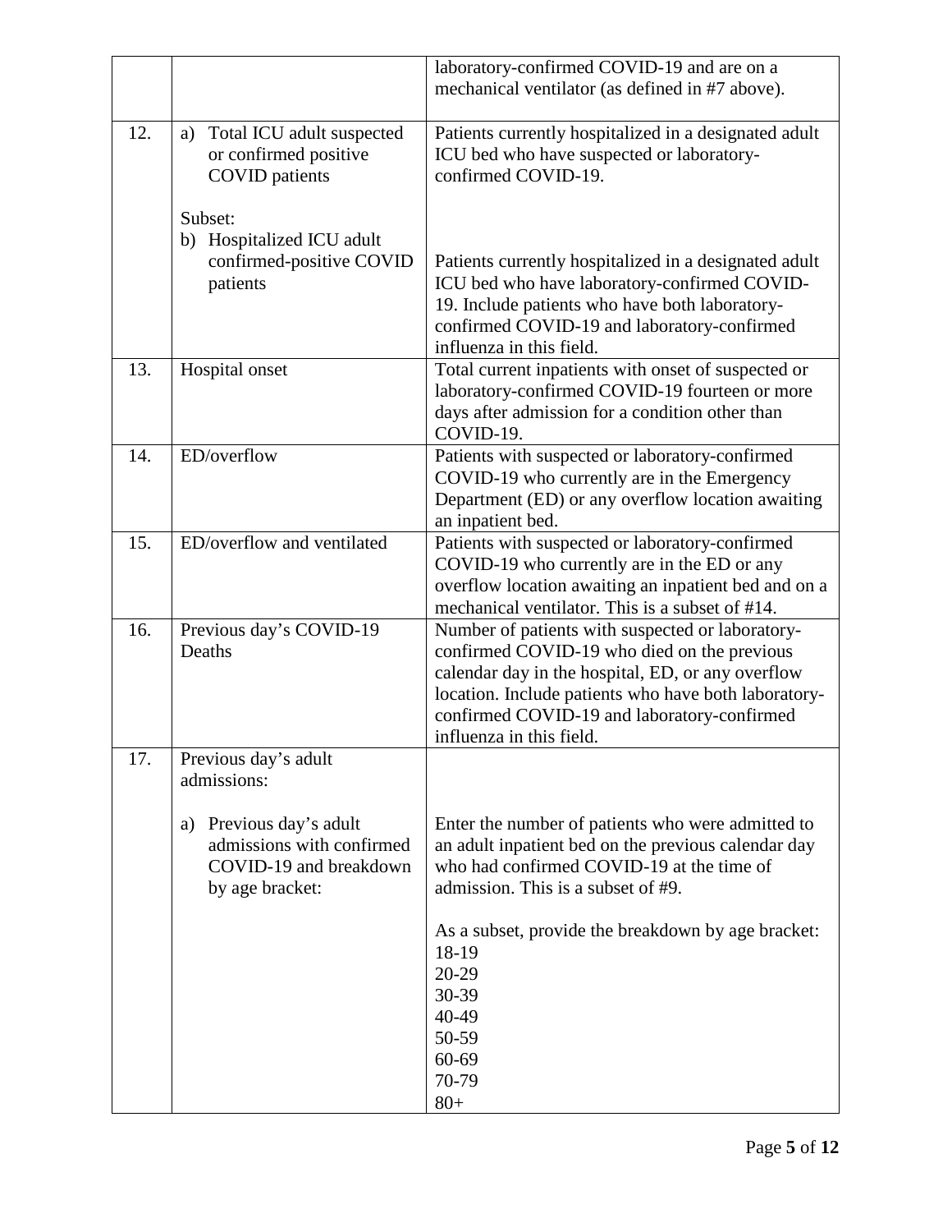| | | |
|---|---|---|
| | | laboratory-confirmed COVID-19 and are on a mechanical ventilator (as defined in #7 above). |
| 12. | a) Total ICU adult suspected or confirmed positive COVID patients<br><br>Subset:<br>b) Hospitalized ICU adult confirmed-positive COVID patients | Patients currently hospitalized in a designated adult ICU bed who have suspected or laboratory-confirmed COVID-19.<br><br>Patients currently hospitalized in a designated adult ICU bed who have laboratory-confirmed COVID-19. Include patients who have both laboratory-confirmed COVID-19 and laboratory-confirmed influenza in this field. |
| 13. | Hospital onset | Total current inpatients with onset of suspected or laboratory-confirmed COVID-19 fourteen or more days after admission for a condition other than COVID-19. |
| 14. | ED/overflow | Patients with suspected or laboratory-confirmed COVID-19 who currently are in the Emergency Department (ED) or any overflow location awaiting an inpatient bed. |
| 15. | ED/overflow and ventilated | Patients with suspected or laboratory-confirmed COVID-19 who currently are in the ED or any overflow location awaiting an inpatient bed and on a mechanical ventilator. This is a subset of #14. |
| 16. | Previous day's COVID-19 Deaths | Number of patients with suspected or laboratory-confirmed COVID-19 who died on the previous calendar day in the hospital, ED, or any overflow location. Include patients who have both laboratory-confirmed COVID-19 and laboratory-confirmed influenza in this field. |
| 17. | Previous day's adult admissions:<br><br>a) Previous day's adult admissions with confirmed COVID-19 and breakdown by age bracket: | Enter the number of patients who were admitted to an adult inpatient bed on the previous calendar day who had confirmed COVID-19 at the time of admission. This is a subset of #9.<br><br>As a subset, provide the breakdown by age bracket:<br>18-19<br>20-29<br>30-39<br>40-49<br>50-59<br>60-69<br>70-79<br>80+ |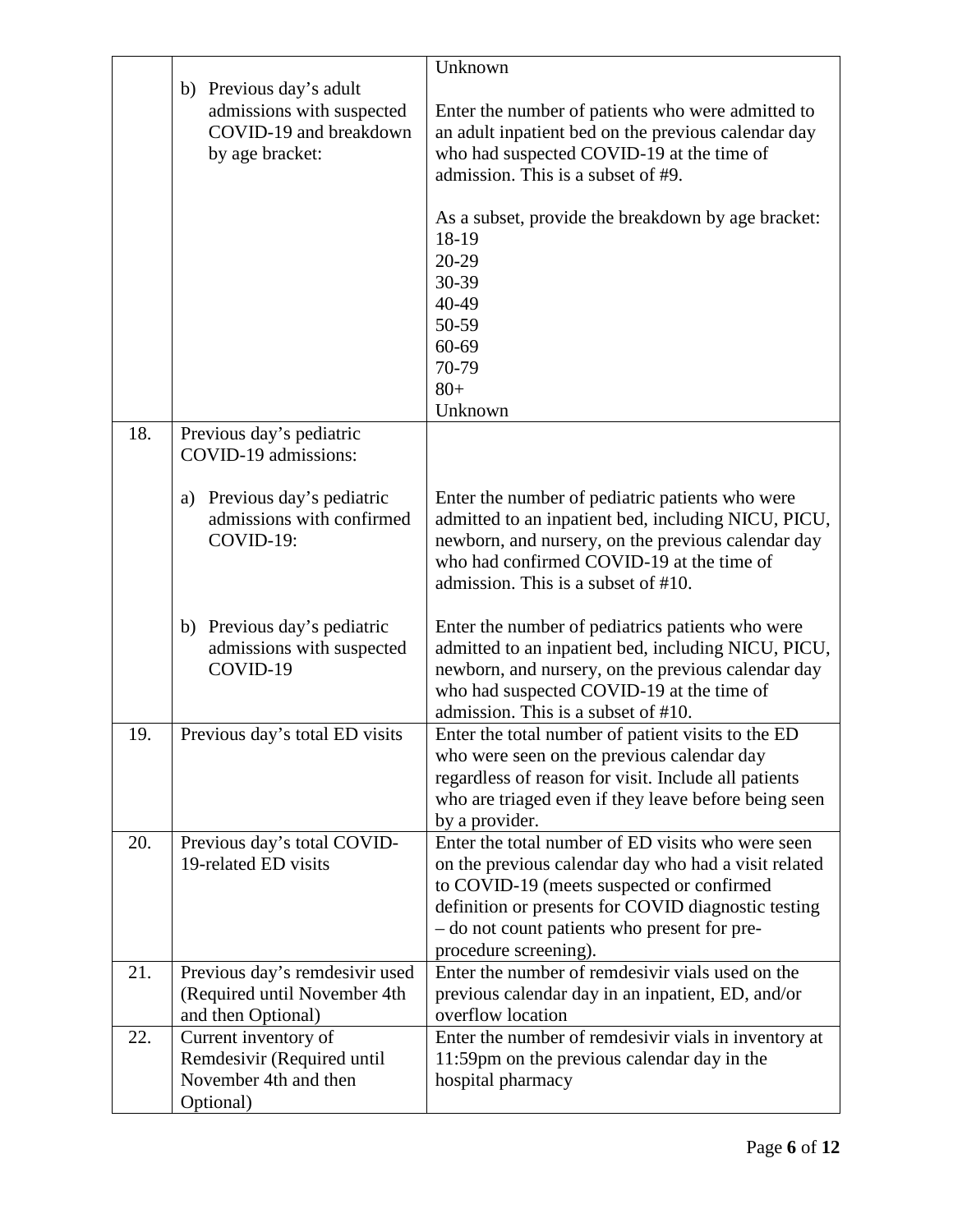| | | |
|---|---|---|
| | | Unknown |
| | b) Previous day's adult admissions with suspected COVID-19 and breakdown by age bracket: | Enter the number of patients who were admitted to an adult inpatient bed on the previous calendar day who had suspected COVID-19 at the time of admission. This is a subset of #9.<br><br>As a subset, provide the breakdown by age bracket:<br>18-19<br>20-29<br>30-39<br>40-49<br>50-59<br>60-69<br>70-79<br>80+<br>Unknown |
| 18. | Previous day's pediatric COVID-19 admissions: | |
| | a) Previous day's pediatric admissions with confirmed COVID-19: | Enter the number of pediatric patients who were admitted to an inpatient bed, including NICU, PICU, newborn, and nursery, on the previous calendar day who had confirmed COVID-19 at the time of admission. This is a subset of #10. |
| | b) Previous day's pediatric admissions with suspected COVID-19 | Enter the number of pediatrics patients who were admitted to an inpatient bed, including NICU, PICU, newborn, and nursery, on the previous calendar day who had suspected COVID-19 at the time of admission. This is a subset of #10. |
| 19. | Previous day's total ED visits | Enter the total number of patient visits to the ED who were seen on the previous calendar day regardless of reason for visit. Include all patients who are triaged even if they leave before being seen by a provider. |
| 20. | Previous day's total COVID-19-related ED visits | Enter the total number of ED visits who were seen on the previous calendar day who had a visit related to COVID-19 (meets suspected or confirmed definition or presents for COVID diagnostic testing – do not count patients who present for pre-procedure screening). |
| 21. | Previous day's remdesivir used (Required until November 4th and then Optional) | Enter the number of remdesivir vials used on the previous calendar day in an inpatient, ED, and/or overflow location |
| 22. | Current inventory of Remdesivir (Required until November 4th and then Optional) | Enter the number of remdesivir vials in inventory at 11:59pm on the previous calendar day in the hospital pharmacy |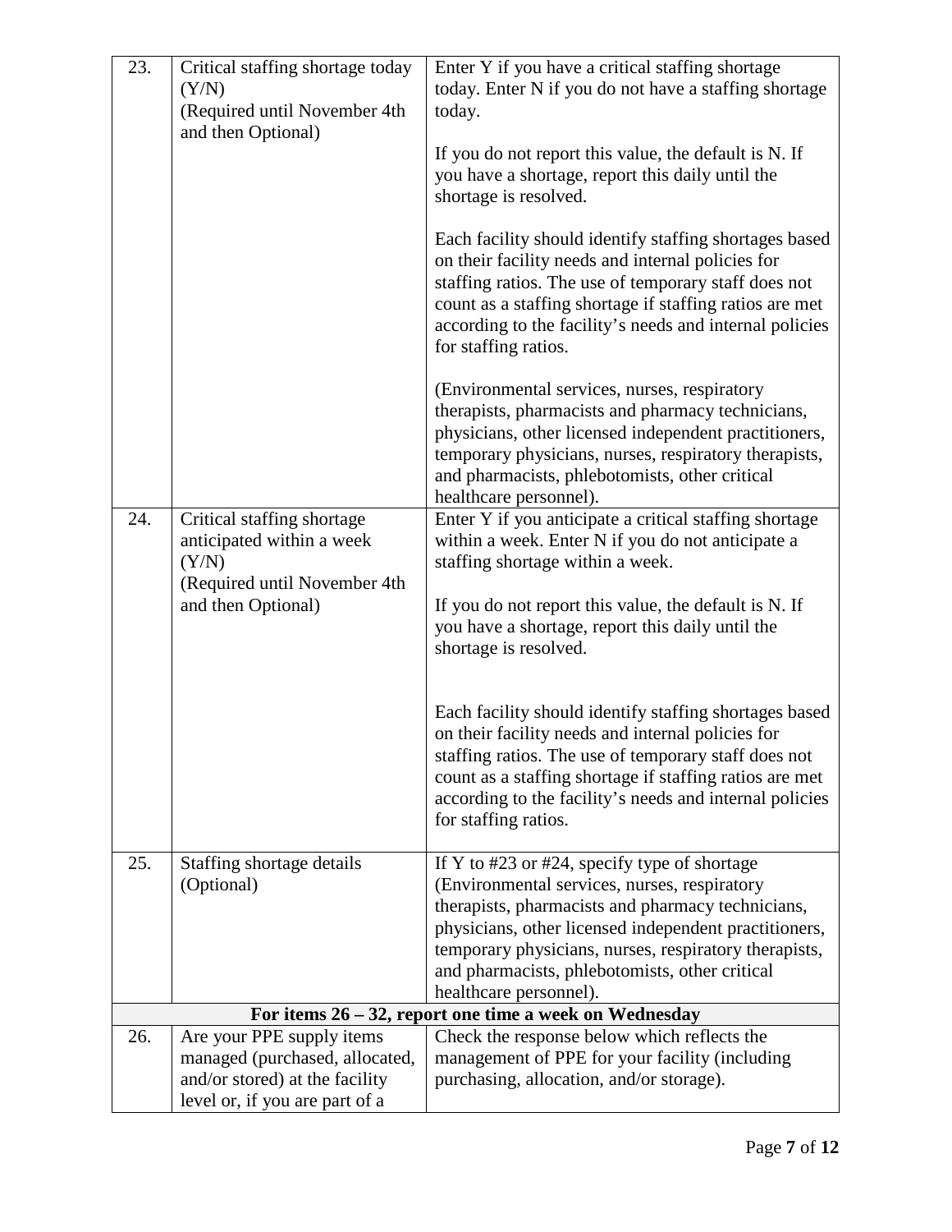| | | |
|---|---|---|
| 23. | Critical staffing shortage today (Y/N)<br>(Required until November 4th and then Optional) | Enter Y if you have a critical staffing shortage today. Enter N if you do not have a staffing shortage today.<br><br>If you do not report this value, the default is N. If you have a shortage, report this daily until the shortage is resolved.<br><br>Each facility should identify staffing shortages based on their facility needs and internal policies for staffing ratios. The use of temporary staff does not count as a staffing shortage if staffing ratios are met according to the facility's needs and internal policies for staffing ratios.<br><br>(Environmental services, nurses, respiratory therapists, pharmacists and pharmacy technicians, physicians, other licensed independent practitioners, temporary physicians, nurses, respiratory therapists, and pharmacists, phlebotomists, other critical healthcare personnel). |
| 24. | Critical staffing shortage anticipated within a week (Y/N)<br>(Required until November 4th and then Optional) | Enter Y if you anticipate a critical staffing shortage within a week. Enter N if you do not anticipate a staffing shortage within a week.<br><br>If you do not report this value, the default is N. If you have a shortage, report this daily until the shortage is resolved.<br><br>Each facility should identify staffing shortages based on their facility needs and internal policies for staffing ratios. The use of temporary staff does not count as a staffing shortage if staffing ratios are met according to the facility's needs and internal policies for staffing ratios. |
| 25. | Staffing shortage details (Optional) | If Y to #23 or #24, specify type of shortage (Environmental services, nurses, respiratory therapists, pharmacists and pharmacy technicians, physicians, other licensed independent practitioners, temporary physicians, nurses, respiratory therapists, and pharmacists, phlebotomists, other critical healthcare personnel). |
| | **For items 26 – 32, report one time a week on Wednesday** | |
| 26. | Are your PPE supply items managed (purchased, allocated, and/or stored) at the facility level or, if you are part of a | Check the response below which reflects the management of PPE for your facility (including purchasing, allocation, and/or storage). |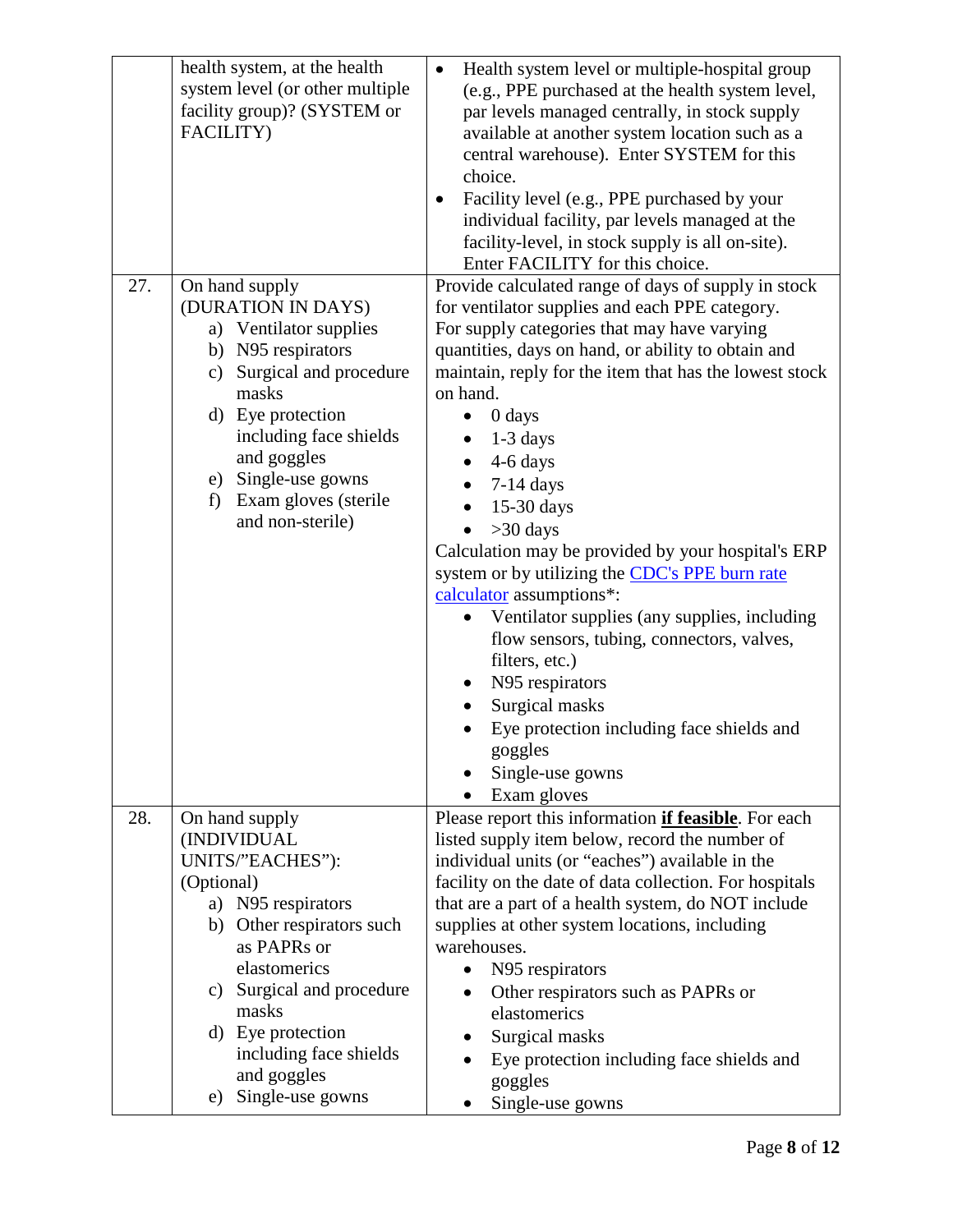| | | |
|---|---|---|
| | health system, at the health system level (or other multiple facility group)? (SYSTEM or FACILITY) | • Health system level or multiple-hospital group (e.g., PPE purchased at the health system level, par levels managed centrally, in stock supply available at another system location such as a central warehouse). Enter SYSTEM for this choice.<br>• Facility level (e.g., PPE purchased by your individual facility, par levels managed at the facility-level, in stock supply is all on-site). Enter FACILITY for this choice. |
| 27. | On hand supply (DURATION IN DAYS)<br>a) Ventilator supplies<br>b) N95 respirators<br>c) Surgical and procedure masks<br>d) Eye protection including face shields and goggles<br>e) Single-use gowns<br>f) Exam gloves (sterile and non-sterile) | Provide calculated range of days of supply in stock for ventilator supplies and each PPE category. For supply categories that may have varying quantities, days on hand, or ability to obtain and maintain, reply for the item that has the lowest stock on hand.<br>• 0 days<br>• 1-3 days<br>• 4-6 days<br>• 7-14 days<br>• 15-30 days<br>• >30 days<br>Calculation may be provided by your hospital's ERP system or by utilizing the [CDC's PPE burn rate calculator](#) assumptions*:<br>• Ventilator supplies (any supplies, including flow sensors, tubing, connectors, valves, filters, etc.)<br>• N95 respirators<br>• Surgical masks<br>• Eye protection including face shields and goggles<br>• Single-use gowns<br>• Exam gloves |
| 28. | On hand supply (INDIVIDUAL UNITS/"EACHES"): (Optional)<br>a) N95 respirators<br>b) Other respirators such as PAPRs or elastomerics<br>c) Surgical and procedure masks<br>d) Eye protection including face shields and goggles<br>e) Single-use gowns | Please report this information **<u>if feasible</u>**. For each listed supply item below, record the number of individual units (or "eaches") available in the facility on the date of data collection. For hospitals that are a part of a health system, do NOT include supplies at other system locations, including warehouses.<br>• N95 respirators<br>• Other respirators such as PAPRs or elastomerics<br>• Surgical masks<br>• Eye protection including face shields and goggles<br>• Single-use gowns |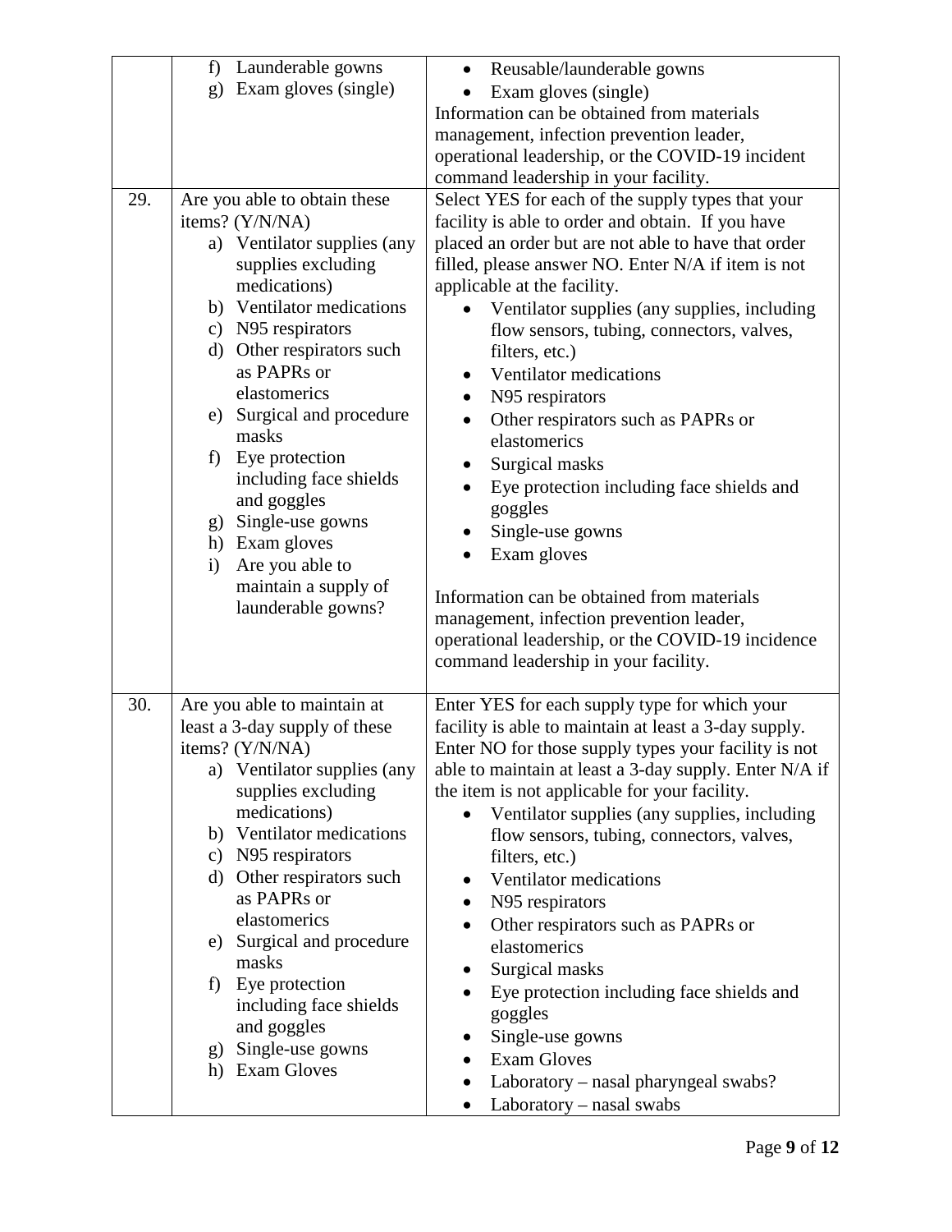| | | |
|---|---|---|
| | f) Launderable gowns<br>g) Exam gloves (single) | • Reusable/launderable gowns<br>• Exam gloves (single)<br>Information can be obtained from materials management, infection prevention leader, operational leadership, or the COVID-19 incident command leadership in your facility. |
| 29. | Are you able to obtain these items? (Y/N/NA)<br>a) Ventilator supplies (any supplies excluding medications)<br>b) Ventilator medications<br>c) N95 respirators<br>d) Other respirators such as PAPRs or elastomerics<br>e) Surgical and procedure masks<br>f) Eye protection including face shields and goggles<br>g) Single-use gowns<br>h) Exam gloves<br>i) Are you able to maintain a supply of launderable gowns? | Select YES for each of the supply types that your facility is able to order and obtain. If you have placed an order but are not able to have that order filled, please answer NO. Enter N/A if item is not applicable at the facility.<br>• Ventilator supplies (any supplies, including flow sensors, tubing, connectors, valves, filters, etc.)<br>• Ventilator medications<br>• N95 respirators<br>• Other respirators such as PAPRs or elastomerics<br>• Surgical masks<br>• Eye protection including face shields and goggles<br>• Single-use gowns<br>• Exam gloves<br><br>Information can be obtained from materials management, infection prevention leader, operational leadership, or the COVID-19 incidence command leadership in your facility. |
| 30. | Are you able to maintain at least a 3-day supply of these items? (Y/N/NA)<br>a) Ventilator supplies (any supplies excluding medications)<br>b) Ventilator medications<br>c) N95 respirators<br>d) Other respirators such as PAPRs or elastomerics<br>e) Surgical and procedure masks<br>f) Eye protection including face shields and goggles<br>g) Single-use gowns<br>h) Exam Gloves | Enter YES for each supply type for which your facility is able to maintain at least a 3-day supply. Enter NO for those supply types your facility is not able to maintain at least a 3-day supply. Enter N/A if the item is not applicable for your facility.<br>• Ventilator supplies (any supplies, including flow sensors, tubing, connectors, valves, filters, etc.)<br>• Ventilator medications<br>• N95 respirators<br>• Other respirators such as PAPRs or elastomerics<br>• Surgical masks<br>• Eye protection including face shields and goggles<br>• Single-use gowns<br>• Exam Gloves<br>• Laboratory – nasal pharyngeal swabs?<br>• Laboratory – nasal swabs |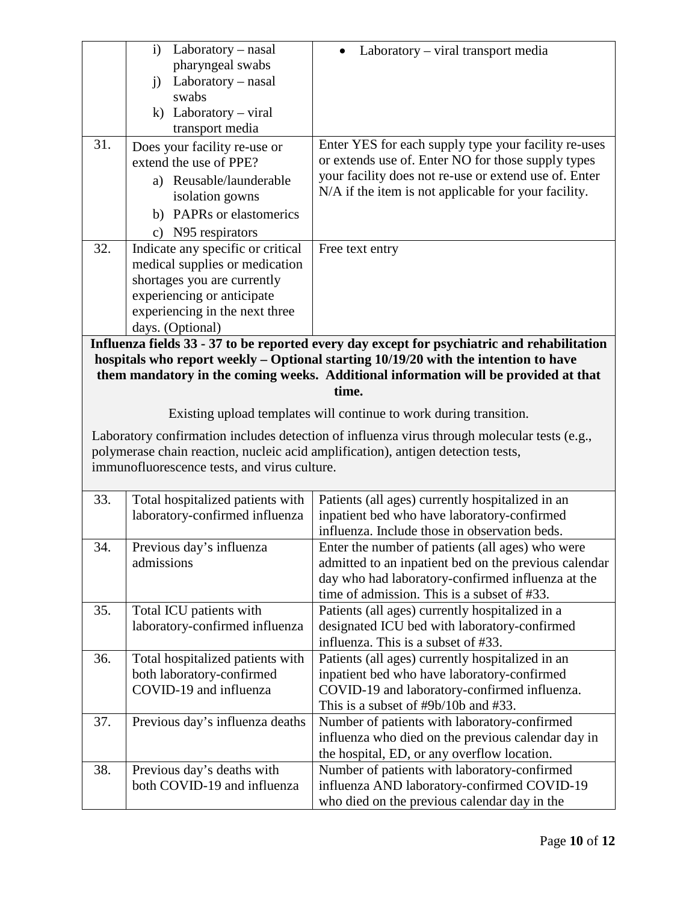| | | |
|---|---|---|
| | i) Laboratory – nasal pharyngeal swabs<br>j) Laboratory – nasal swabs<br>k) Laboratory – viral transport media | • Laboratory – viral transport media |
| 31. | Does your facility re-use or extend the use of PPE?<br>a) Reusable/launderable isolation gowns<br>b) PAPRs or elastomerics<br>c) N95 respirators | Enter YES for each supply type your facility re-uses or extends use of. Enter NO for those supply types your facility does not re-use or extend use of. Enter N/A if the item is not applicable for your facility. |
| 32. | Indicate any specific or critical medical supplies or medication shortages you are currently experiencing or anticipate experiencing in the next three days. (Optional) | Free text entry |

**Influenza fields 33 - 37 to be reported every day except for psychiatric and rehabilitation hospitals who report weekly – Optional starting 10/19/20 with the intention to have them mandatory in the coming weeks. Additional information will be provided at that time.**

Existing upload templates will continue to work during transition.

Laboratory confirmation includes detection of influenza virus through molecular tests (e.g., polymerase chain reaction, nucleic acid amplification), antigen detection tests, immunofluorescence tests, and virus culture.

| | | |
|---|---|---|
| 33. | Total hospitalized patients with laboratory-confirmed influenza | Patients (all ages) currently hospitalized in an inpatient bed who have laboratory-confirmed influenza. Include those in observation beds. |
| 34. | Previous day's influenza admissions | Enter the number of patients (all ages) who were admitted to an inpatient bed on the previous calendar day who had laboratory-confirmed influenza at the time of admission. This is a subset of #33. |
| 35. | Total ICU patients with laboratory-confirmed influenza | Patients (all ages) currently hospitalized in a designated ICU bed with laboratory-confirmed influenza. This is a subset of #33. |
| 36. | Total hospitalized patients with both laboratory-confirmed COVID-19 and influenza | Patients (all ages) currently hospitalized in an inpatient bed who have laboratory-confirmed COVID-19 and laboratory-confirmed influenza. This is a subset of #9b/10b and #33. |
| 37. | Previous day's influenza deaths | Number of patients with laboratory-confirmed influenza who died on the previous calendar day in the hospital, ED, or any overflow location. |
| 38. | Previous day's deaths with both COVID-19 and influenza | Number of patients with laboratory-confirmed influenza AND laboratory-confirmed COVID-19 who died on the previous calendar day in the |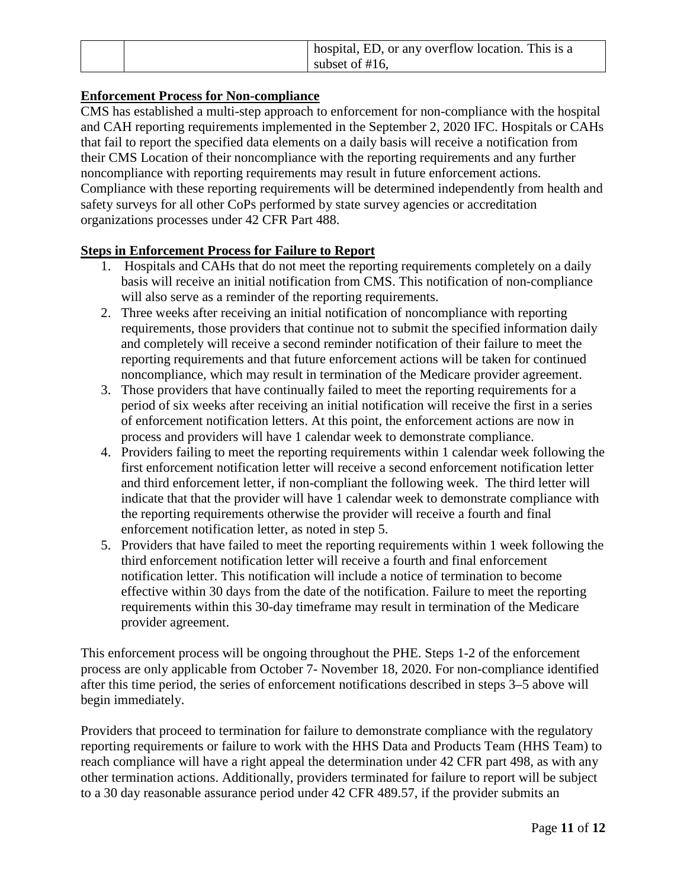|  |  | hospital, ED, or any overflow location. This is a subset of #16, |
|---|---|---|

**Enforcement Process for Non-compliance**

CMS has established a multi-step approach to enforcement for non-compliance with the hospital and CAH reporting requirements implemented in the September 2, 2020 IFC. Hospitals or CAHs that fail to report the specified data elements on a daily basis will receive a notification from their CMS Location of their noncompliance with the reporting requirements and any further noncompliance with reporting requirements may result in future enforcement actions. Compliance with these reporting requirements will be determined independently from health and safety surveys for all other CoPs performed by state survey agencies or accreditation organizations processes under 42 CFR Part 488.

**Steps in Enforcement Process for Failure to Report**

1. Hospitals and CAHs that do not meet the reporting requirements completely on a daily basis will receive an initial notification from CMS. This notification of non-compliance will also serve as a reminder of the reporting requirements.
2. Three weeks after receiving an initial notification of noncompliance with reporting requirements, those providers that continue not to submit the specified information daily and completely will receive a second reminder notification of their failure to meet the reporting requirements and that future enforcement actions will be taken for continued noncompliance, which may result in termination of the Medicare provider agreement.
3. Those providers that have continually failed to meet the reporting requirements for a period of six weeks after receiving an initial notification will receive the first in a series of enforcement notification letters. At this point, the enforcement actions are now in process and providers will have 1 calendar week to demonstrate compliance.
4. Providers failing to meet the reporting requirements within 1 calendar week following the first enforcement notification letter will receive a second enforcement notification letter and third enforcement letter, if non-compliant the following week. The third letter will indicate that that the provider will have 1 calendar week to demonstrate compliance with the reporting requirements otherwise the provider will receive a fourth and final enforcement notification letter, as noted in step 5.
5. Providers that have failed to meet the reporting requirements within 1 week following the third enforcement notification letter will receive a fourth and final enforcement notification letter. This notification will include a notice of termination to become effective within 30 days from the date of the notification. Failure to meet the reporting requirements within this 30-day timeframe may result in termination of the Medicare provider agreement.

This enforcement process will be ongoing throughout the PHE. Steps 1-2 of the enforcement process are only applicable from October 7- November 18, 2020. For non-compliance identified after this time period, the series of enforcement notifications described in steps 3–5 above will begin immediately.

Providers that proceed to termination for failure to demonstrate compliance with the regulatory reporting requirements or failure to work with the HHS Data and Products Team (HHS Team) to reach compliance will have a right appeal the determination under 42 CFR part 498, as with any other termination actions. Additionally, providers terminated for failure to report will be subject to a 30 day reasonable assurance period under 42 CFR 489.57, if the provider submits an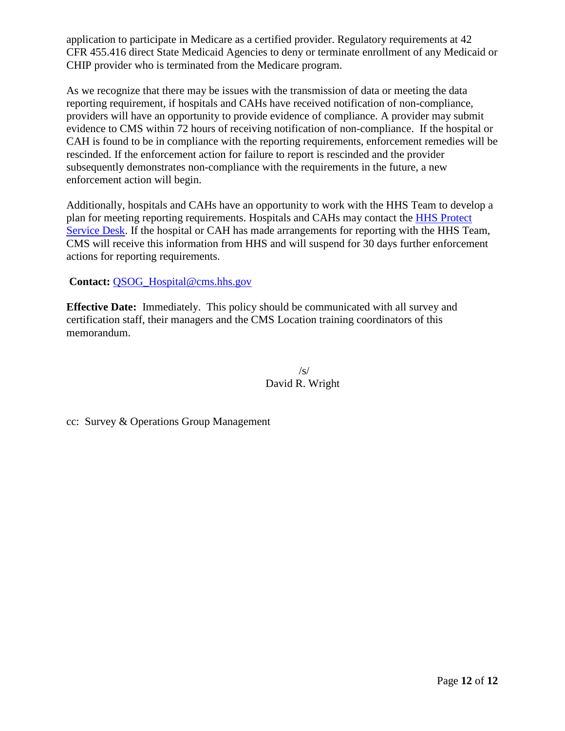application to participate in Medicare as a certified provider. Regulatory requirements at 42 CFR 455.416 direct State Medicaid Agencies to deny or terminate enrollment of any Medicaid or CHIP provider who is terminated from the Medicare program.

As we recognize that there may be issues with the transmission of data or meeting the data reporting requirement, if hospitals and CAHs have received notification of non-compliance, providers will have an opportunity to provide evidence of compliance. A provider may submit evidence to CMS within 72 hours of receiving notification of non-compliance. If the hospital or CAH is found to be in compliance with the reporting requirements, enforcement remedies will be rescinded. If the enforcement action for failure to report is rescinded and the provider subsequently demonstrates non-compliance with the requirements in the future, a new enforcement action will begin.

Additionally, hospitals and CAHs have an opportunity to work with the HHS Team to develop a plan for meeting reporting requirements. Hospitals and CAHs may contact the HHS Protect Service Desk. If the hospital or CAH has made arrangements for reporting with the HHS Team, CMS will receive this information from HHS and will suspend for 30 days further enforcement actions for reporting requirements.

**Contact:** QSOG_Hospital@cms.hhs.gov

**Effective Date:** Immediately. This policy should be communicated with all survey and certification staff, their managers and the CMS Location training coordinators of this memorandum.

/s/
David R. Wright

cc: Survey & Operations Group Management